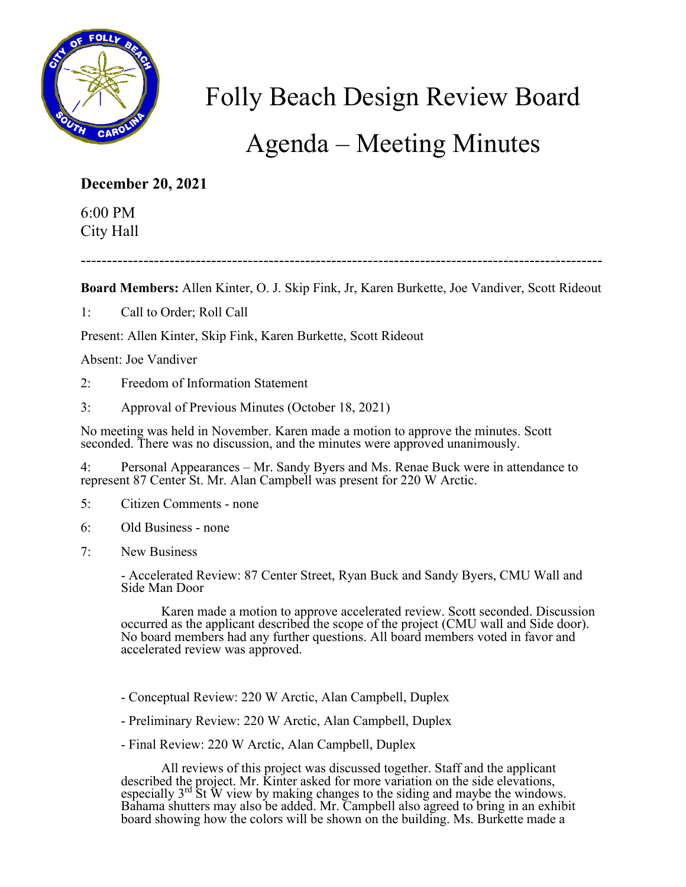# Folly Beach Design Review Board

# Agenda – Meeting Minutes

**December 20, 2021**

6:00 PM
City Hall

---

**Board Members:** Allen Kinter, O. J. Skip Fink, Jr, Karen Burkette, Joe Vandiver, Scott Rideout

1: Call to Order; Roll Call

Present: Allen Kinter, Skip Fink, Karen Burkette, Scott Rideout

Absent: Joe Vandiver

2: Freedom of Information Statement

3: Approval of Previous Minutes (October 18, 2021)

No meeting was held in November. Karen made a motion to approve the minutes. Scott seconded. There was no discussion, and the minutes were approved unanimously.

4: Personal Appearances – Mr. Sandy Byers and Ms. Renae Buck were in attendance to represent 87 Center St. Mr. Alan Campbell was present for 220 W Arctic.

5: Citizen Comments - none

6: Old Business - none

7: New Business

- Accelerated Review: 87 Center Street, Ryan Buck and Sandy Byers, CMU Wall and Side Man Door

Karen made a motion to approve accelerated review. Scott seconded. Discussion occurred as the applicant described the scope of the project (CMU wall and Side door). No board members had any further questions. All board members voted in favor and accelerated review was approved.

- Conceptual Review: 220 W Arctic, Alan Campbell, Duplex

- Preliminary Review: 220 W Arctic, Alan Campbell, Duplex

- Final Review: 220 W Arctic, Alan Campbell, Duplex

All reviews of this project was discussed together. Staff and the applicant described the project. Mr. Kinter asked for more variation on the side elevations, especially 3rd St W view by making changes to the siding and maybe the windows. Bahama shutters may also be added. Mr. Campbell also agreed to bring in an exhibit board showing how the colors will be shown on the building. Ms. Burkette made a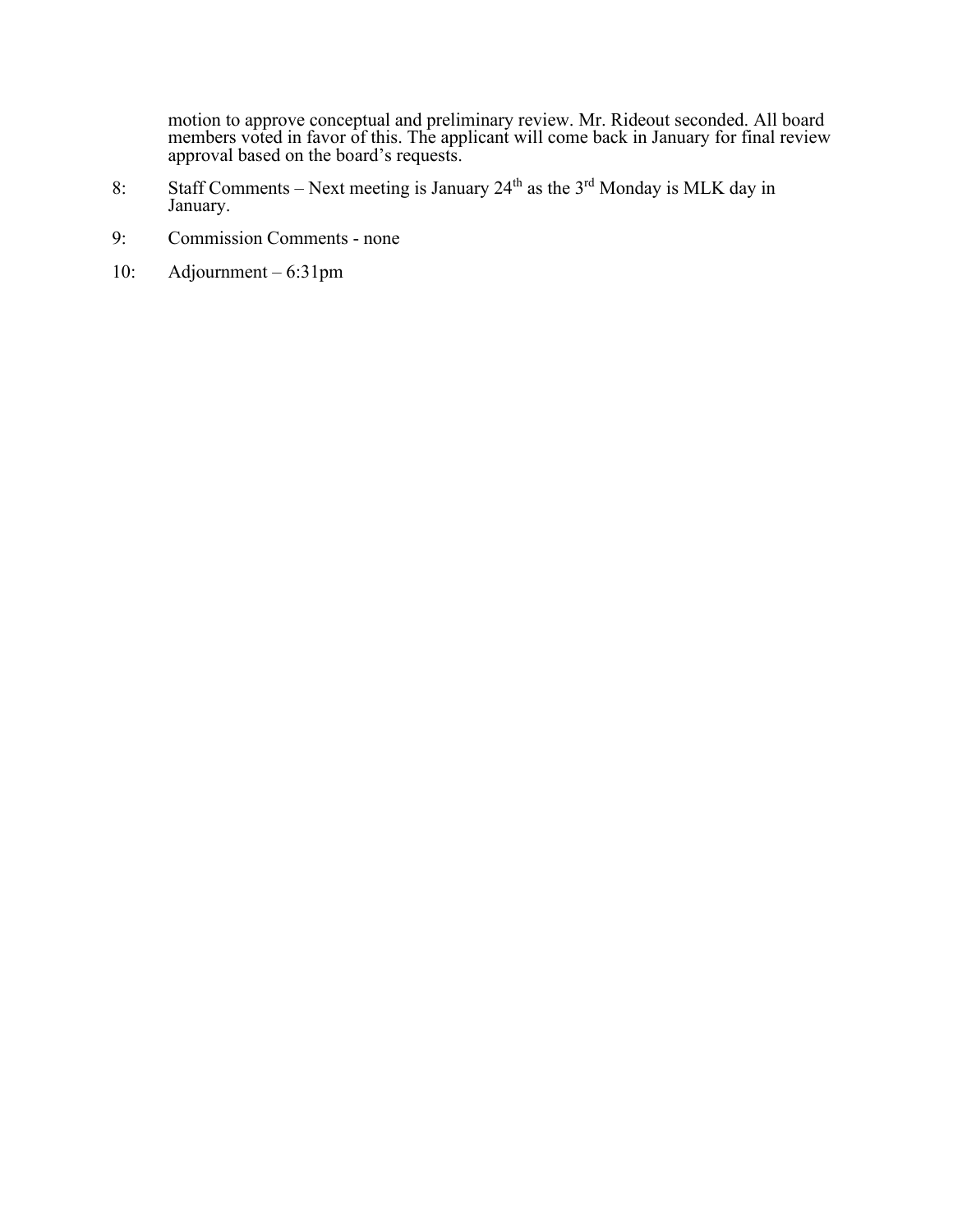motion to approve conceptual and preliminary review. Mr. Rideout seconded. All board members voted in favor of this. The applicant will come back in January for final review approval based on the board's requests.

8: Staff Comments – Next meeting is January 24th as the 3rd Monday is MLK day in January.

9: Commission Comments - none

10: Adjournment – 6:31pm